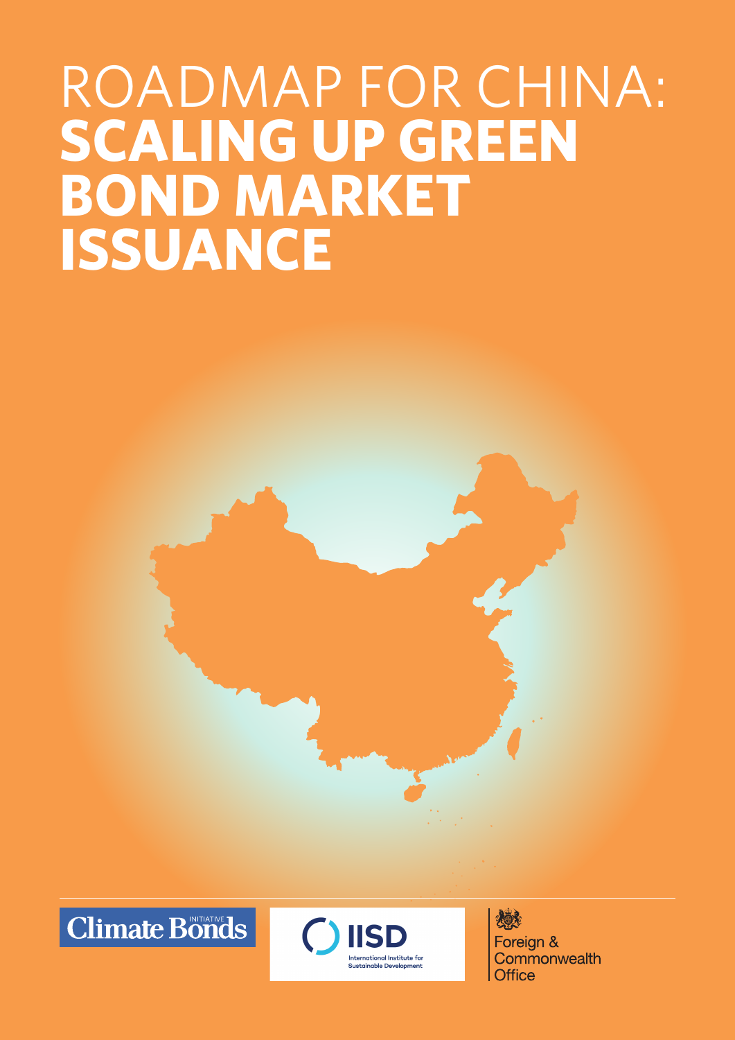# ROADMAP FOR CHINA: **SCALING UP GREEN BOND MARKET ISSUANCE**

Climate Bonds Initiative

IISD International Institute for Sustainable Development

Foreign & Commonwealth Office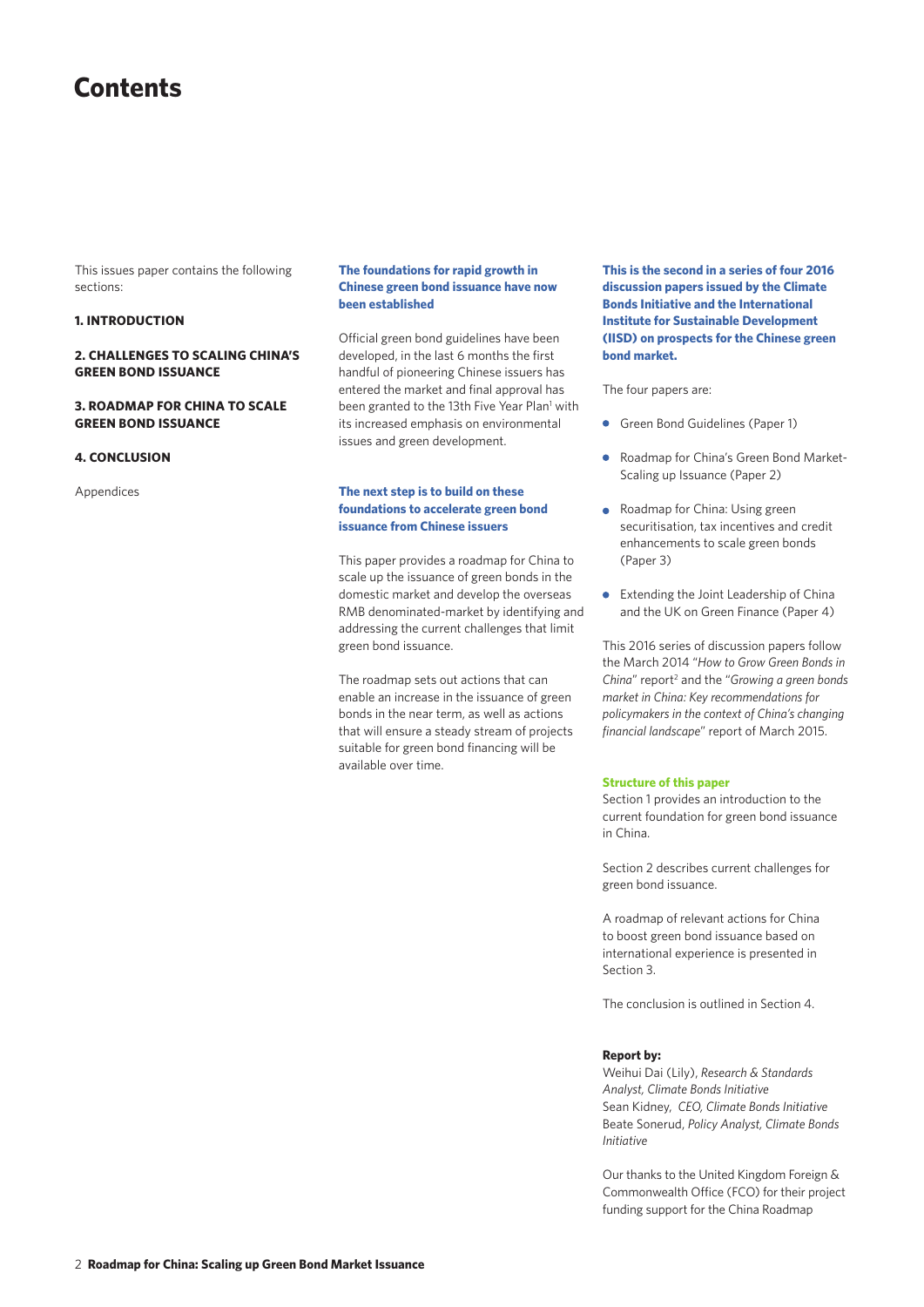# Contents

This issues paper contains the following sections:

**1. INTRODUCTION**

**2. CHALLENGES TO SCALING CHINA'S GREEN BOND ISSUANCE**

**3. ROADMAP FOR CHINA TO SCALE GREEN BOND ISSUANCE**

**4. CONCLUSION**

Appendices

**The foundations for rapid growth in Chinese green bond issuance have now been established**

Official green bond guidelines have been developed, in the last 6 months the first handful of pioneering Chinese issuers has entered the market and final approval has been granted to the 13th Five Year Plan[1] with its increased emphasis on environmental issues and green development.

**The next step is to build on these foundations to accelerate green bond issuance from Chinese issuers**

This paper provides a roadmap for China to scale up the issuance of green bonds in the domestic market and develop the overseas RMB denominated-market by identifying and addressing the current challenges that limit green bond issuance.

The roadmap sets out actions that can enable an increase in the issuance of green bonds in the near term, as well as actions that will ensure a steady stream of projects suitable for green bond financing will be available over time.

**This is the second in a series of four 2016 discussion papers issued by the Climate Bonds Initiative and the International Institute for Sustainable Development (IISD) on prospects for the Chinese green bond market.**

The four papers are:

- Green Bond Guidelines (Paper 1)
- Roadmap for China's Green Bond Market-Scaling up Issuance (Paper 2)
- Roadmap for China: Using green securitisation, tax incentives and credit enhancements to scale green bonds (Paper 3)
- Extending the Joint Leadership of China and the UK on Green Finance (Paper 4)

This 2016 series of discussion papers follow the March 2014 "*How to Grow Green Bonds in China*" report[2] and the "*Growing a green bonds market in China: Key recommendations for policymakers in the context of China's changing financial landscape*" report of March 2015.

**Structure of this paper**

Section 1 provides an introduction to the current foundation for green bond issuance in China.

Section 2 describes current challenges for green bond issuance.

A roadmap of relevant actions for China to boost green bond issuance based on international experience is presented in Section 3.

The conclusion is outlined in Section 4.

**Report by:**

Weihui Dai (Lily), *Research & Standards Analyst, Climate Bonds Initiative*
Sean Kidney, *CEO, Climate Bonds Initiative*
Beate Sonerud, *Policy Analyst, Climate Bonds Initiative*

Our thanks to the United Kingdom Foreign & Commonwealth Office (FCO) for their project funding support for the China Roadmap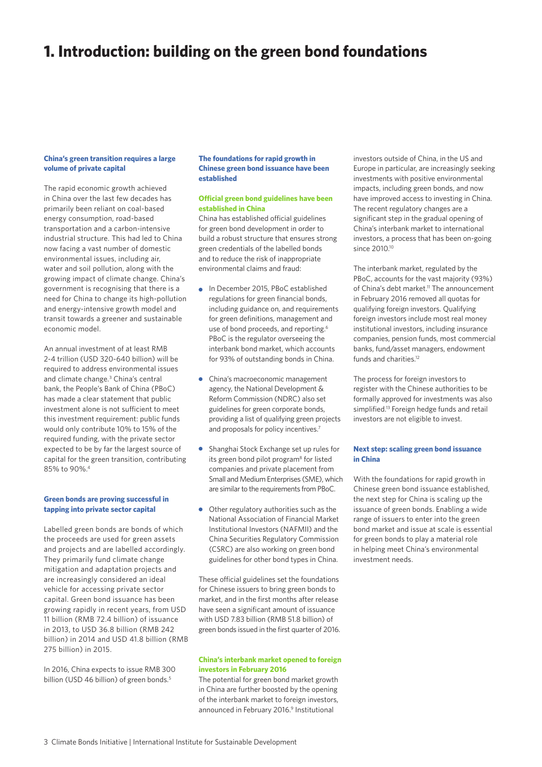# 1. Introduction: building on the green bond foundations

### China's green transition requires a large volume of private capital

The rapid economic growth achieved in China over the last few decades has primarily been reliant on coal-based energy consumption, road-based transportation and a carbon-intensive industrial structure. This had led to China now facing a vast number of domestic environmental issues, including air, water and soil pollution, along with the growing impact of climate change. China's government is recognising that there is a need for China to change its high-pollution and energy-intensive growth model and transit towards a greener and sustainable economic model.

An annual investment of at least RMB 2-4 trillion (USD 320-640 billion) will be required to address environmental issues and climate change.[3] China's central bank, the People's Bank of China (PBoC) has made a clear statement that public investment alone is not sufficient to meet this investment requirement: public funds would only contribute 10% to 15% of the required funding, with the private sector expected to be by far the largest source of capital for the green transition, contributing 85% to 90%.[4]

### Green bonds are proving successful in tapping into private sector capital

Labelled green bonds are bonds of which the proceeds are used for green assets and projects and are labelled accordingly. They primarily fund climate change mitigation and adaptation projects and are increasingly considered an ideal vehicle for accessing private sector capital. Green bond issuance has been growing rapidly in recent years, from USD 11 billion (RMB 72.4 billion) of issuance in 2013, to USD 36.8 billion (RMB 242 billion) in 2014 and USD 41.8 billion (RMB 275 billion) in 2015.

In 2016, China expects to issue RMB 300 billion (USD 46 billion) of green bonds.[5]

### The foundations for rapid growth in Chinese green bond issuance have been established

#### Official green bond guidelines have been established in China

China has established official guidelines for green bond development in order to build a robust structure that ensures strong green credentials of the labelled bonds and to reduce the risk of inappropriate environmental claims and fraud:

- In December 2015, PBoC established regulations for green financial bonds, including guidance on, and requirements for green definitions, management and use of bond proceeds, and reporting.[6] PBoC is the regulator overseeing the interbank bond market, which accounts for 93% of outstanding bonds in China.
- China's macroeconomic management agency, the National Development & Reform Commission (NDRC) also set guidelines for green corporate bonds, providing a list of qualifying green projects and proposals for policy incentives.[7]
- Shanghai Stock Exchange set up rules for its green bond pilot program[8] for listed companies and private placement from Small and Medium Enterprises (SME), which are similar to the requirements from PBoC.
- Other regulatory authorities such as the National Association of Financial Market Institutional Investors (NAFMII) and the China Securities Regulatory Commission (CSRC) are also working on green bond guidelines for other bond types in China.

These official guidelines set the foundations for Chinese issuers to bring green bonds to market, and in the first months after release have seen a significant amount of issuance with USD 7.83 billion (RMB 51.8 billion) of green bonds issued in the first quarter of 2016.

#### China's interbank market opened to foreign investors in February 2016

The potential for green bond market growth in China are further boosted by the opening of the interbank market to foreign investors, announced in February 2016.[9] Institutional investors outside of China, in the US and Europe in particular, are increasingly seeking investments with positive environmental impacts, including green bonds, and now have improved access to investing in China. The recent regulatory changes are a significant step in the gradual opening of China's interbank market to international investors, a process that has been on-going since 2010.[10]

The interbank market, regulated by the PBoC, accounts for the vast majority (93%) of China's debt market.[11] The announcement in February 2016 removed all quotas for qualifying foreign investors. Qualifying foreign investors include most real money institutional investors, including insurance companies, pension funds, most commercial banks, fund/asset managers, endowment funds and charities.[12]

The process for foreign investors to register with the Chinese authorities to be formally approved for investments was also simplified.[13] Foreign hedge funds and retail investors are not eligible to invest.

### Next step: scaling green bond issuance in China

With the foundations for rapid growth in Chinese green bond issuance established, the next step for China is scaling up the issuance of green bonds. Enabling a wide range of issuers to enter into the green bond market and issue at scale is essential for green bonds to play a material role in helping meet China's environmental investment needs.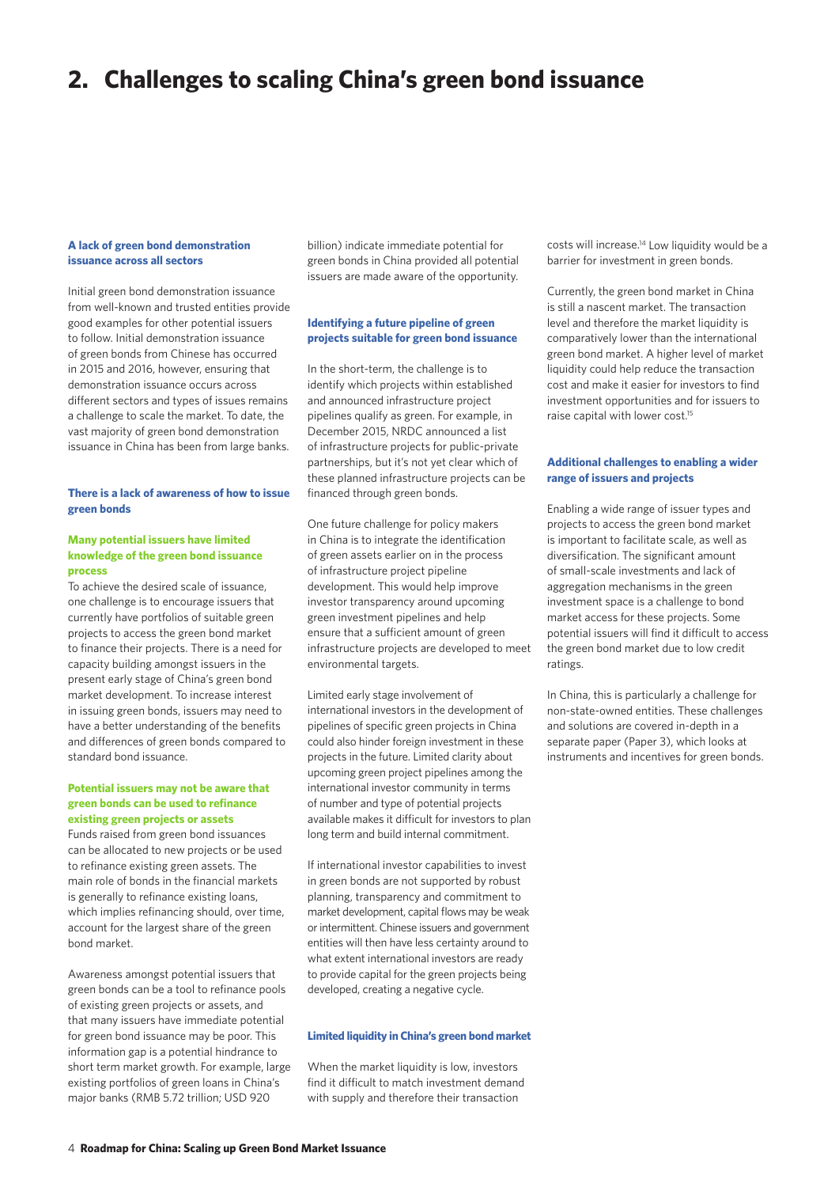# 2. Challenges to scaling China's green bond issuance

### A lack of green bond demonstration issuance across all sectors

Initial green bond demonstration issuance from well-known and trusted entities provide good examples for other potential issuers to follow. Initial demonstration issuance of green bonds from Chinese has occurred in 2015 and 2016, however, ensuring that demonstration issuance occurs across different sectors and types of issues remains a challenge to scale the market. To date, the vast majority of green bond demonstration issuance in China has been from large banks.

### There is a lack of awareness of how to issue green bonds

#### Many potential issuers have limited knowledge of the green bond issuance process

To achieve the desired scale of issuance, one challenge is to encourage issuers that currently have portfolios of suitable green projects to access the green bond market to finance their projects. There is a need for capacity building amongst issuers in the present early stage of China's green bond market development. To increase interest in issuing green bonds, issuers may need to have a better understanding of the benefits and differences of green bonds compared to standard bond issuance.

#### Potential issuers may not be aware that green bonds can be used to refinance existing green projects or assets

Funds raised from green bond issuances can be allocated to new projects or be used to refinance existing green assets. The main role of bonds in the financial markets is generally to refinance existing loans, which implies refinancing should, over time, account for the largest share of the green bond market.

Awareness amongst potential issuers that green bonds can be a tool to refinance pools of existing green projects or assets, and that many issuers have immediate potential for green bond issuance may be poor. This information gap is a potential hindrance to short term market growth. For example, large existing portfolios of green loans in China's major banks (RMB 5.72 trillion; USD 920 billion) indicate immediate potential for green bonds in China provided all potential issuers are made aware of the opportunity.

### Identifying a future pipeline of green projects suitable for green bond issuance

In the short-term, the challenge is to identify which projects within established and announced infrastructure project pipelines qualify as green. For example, in December 2015, NRDC announced a list of infrastructure projects for public-private partnerships, but it's not yet clear which of these planned infrastructure projects can be financed through green bonds.

One future challenge for policy makers in China is to integrate the identification of green assets earlier on in the process of infrastructure project pipeline development. This would help improve investor transparency around upcoming green investment pipelines and help ensure that a sufficient amount of green infrastructure projects are developed to meet environmental targets.

Limited early stage involvement of international investors in the development of pipelines of specific green projects in China could also hinder foreign investment in these projects in the future. Limited clarity about upcoming green project pipelines among the international investor community in terms of number and type of potential projects available makes it difficult for investors to plan long term and build internal commitment.

If international investor capabilities to invest in green bonds are not supported by robust planning, transparency and commitment to market development, capital flows may be weak or intermittent. Chinese issuers and government entities will then have less certainty around to what extent international investors are ready to provide capital for the green projects being developed, creating a negative cycle.

### Limited liquidity in China's green bond market

When the market liquidity is low, investors find it difficult to match investment demand with supply and therefore their transaction costs will increase.[14] Low liquidity would be a barrier for investment in green bonds.

Currently, the green bond market in China is still a nascent market. The transaction level and therefore the market liquidity is comparatively lower than the international green bond market. A higher level of market liquidity could help reduce the transaction cost and make it easier for investors to find investment opportunities and for issuers to raise capital with lower cost.[15]

### Additional challenges to enabling a wider range of issuers and projects

Enabling a wide range of issuer types and projects to access the green bond market is important to facilitate scale, as well as diversification. The significant amount of small-scale investments and lack of aggregation mechanisms in the green investment space is a challenge to bond market access for these projects. Some potential issuers will find it difficult to access the green bond market due to low credit ratings.

In China, this is particularly a challenge for non-state-owned entities. These challenges and solutions are covered in-depth in a separate paper (Paper 3), which looks at instruments and incentives for green bonds.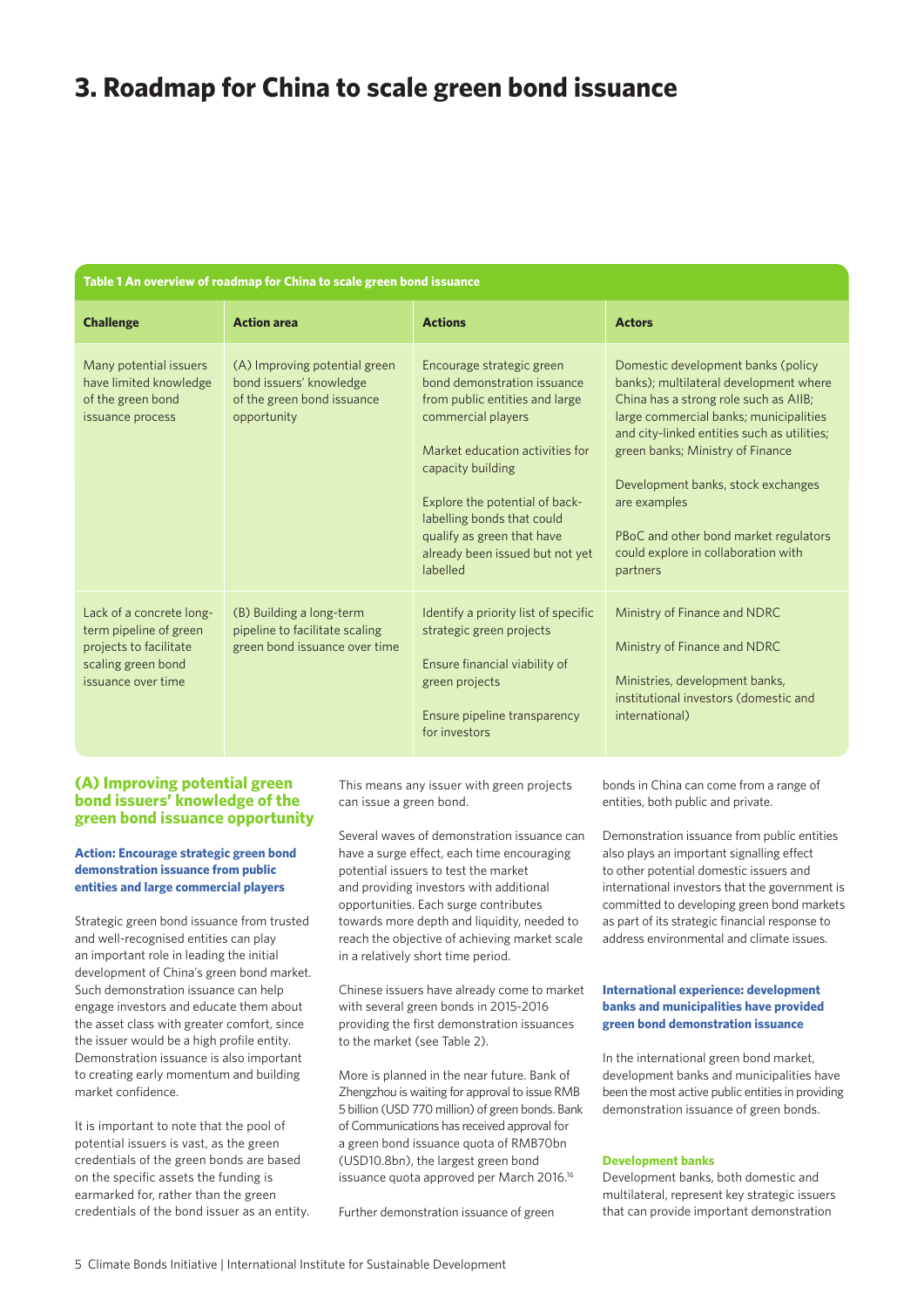# 3. Roadmap for China to scale green bond issuance

**Table 1 An overview of roadmap for China to scale green bond issuance**

| Challenge | Action area | Actions | Actors |
|---|---|---|---|
| Many potential issuers have limited knowledge of the green bond issuance process | (A) Improving potential green bond issuers' knowledge of the green bond issuance opportunity | Encourage strategic green bond demonstration issuance from public entities and large commercial players | Domestic development banks (policy banks); multilateral development where China has a strong role such as AIIB; large commercial banks; municipalities and city-linked entities such as utilities; green banks; Ministry of Finance |
| | | Market education activities for capacity building | Development banks, stock exchanges are examples |
| | | Explore the potential of back-labelling bonds that could qualify as green that have already been issued but not yet labelled | PBoC and other bond market regulators could explore in collaboration with partners |
| Lack of a concrete long-term pipeline of green projects to facilitate scaling green bond issuance over time | (B) Building a long-term pipeline to facilitate scaling green bond issuance over time | Identify a priority list of specific strategic green projects | Ministry of Finance and NDRC |
| | | Ensure financial viability of green projects | Ministry of Finance and NDRC |
| | | Ensure pipeline transparency for investors | Ministries, development banks, institutional investors (domestic and international) |

## (A) Improving potential green bond issuers' knowledge of the green bond issuance opportunity

#### Action: Encourage strategic green bond demonstration issuance from public entities and large commercial players

Strategic green bond issuance from trusted and well-recognised entities can play an important role in leading the initial development of China's green bond market. Such demonstration issuance can help engage investors and educate them about the asset class with greater comfort, since the issuer would be a high profile entity. Demonstration issuance is also important to creating early momentum and building market confidence.

It is important to note that the pool of potential issuers is vast, as the green credentials of the green bonds are based on the specific assets the funding is earmarked for, rather than the green credentials of the bond issuer as an entity. This means any issuer with green projects can issue a green bond.

Several waves of demonstration issuance can have a surge effect, each time encouraging potential issuers to test the market and providing investors with additional opportunities. Each surge contributes towards more depth and liquidity, needed to reach the objective of achieving market scale in a relatively short time period.

Chinese issuers have already come to market with several green bonds in 2015-2016 providing the first demonstration issuances to the market (see Table 2).

More is planned in the near future. Bank of Zhengzhou is waiting for approval to issue RMB 5 billion (USD 770 million) of green bonds. Bank of Communications has received approval for a green bond issuance quota of RMB70bn (USD10.8bn), the largest green bond issuance quota approved per March 2016.[16]

Further demonstration issuance of green bonds in China can come from a range of entities, both public and private.

Demonstration issuance from public entities also plays an important signalling effect to other potential domestic issuers and international investors that the government is committed to developing green bond markets as part of its strategic financial response to address environmental and climate issues.

#### International experience: development banks and municipalities have provided green bond demonstration issuance

In the international green bond market, development banks and municipalities have been the most active public entities in providing demonstration issuance of green bonds.

#### Development banks

Development banks, both domestic and multilateral, represent key strategic issuers that can provide important demonstration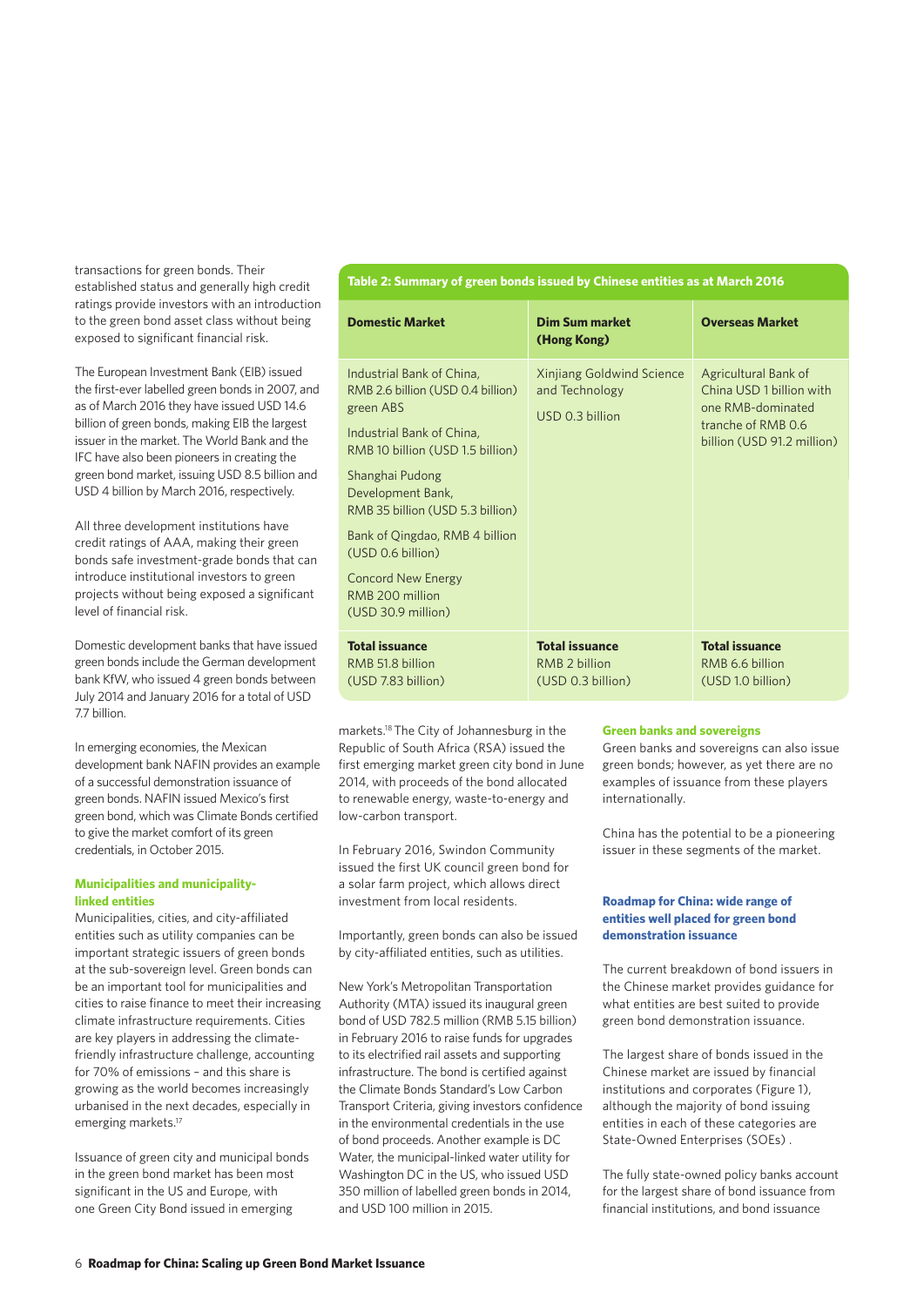transactions for green bonds. Their established status and generally high credit ratings provide investors with an introduction to the green bond asset class without being exposed to significant financial risk.

The European Investment Bank (EIB) issued the first-ever labelled green bonds in 2007, and as of March 2016 they have issued USD 14.6 billion of green bonds, making EIB the largest issuer in the market. The World Bank and the IFC have also been pioneers in creating the green bond market, issuing USD 8.5 billion and USD 4 billion by March 2016, respectively.

All three development institutions have credit ratings of AAA, making their green bonds safe investment-grade bonds that can introduce institutional investors to green projects without being exposed a significant level of financial risk.

Domestic development banks that have issued green bonds include the German development bank KfW, who issued 4 green bonds between July 2014 and January 2016 for a total of USD 7.7 billion.

In emerging economies, the Mexican development bank NAFIN provides an example of a successful demonstration issuance of green bonds. NAFIN issued Mexico's first green bond, which was Climate Bonds certified to give the market comfort of its green credentials, in October 2015.

**Municipalities and municipality-linked entities**

Municipalities, cities, and city-affiliated entities such as utility companies can be important strategic issuers of green bonds at the sub-sovereign level. Green bonds can be an important tool for municipalities and cities to raise finance to meet their increasing climate infrastructure requirements. Cities are key players in addressing the climate-friendly infrastructure challenge, accounting for 70% of emissions – and this share is growing as the world becomes increasingly urbanised in the next decades, especially in emerging markets.[17]

Issuance of green city and municipal bonds in the green bond market has been most significant in the US and Europe, with one Green City Bond issued in emerging markets.[18] The City of Johannesburg in the Republic of South Africa (RSA) issued the first emerging market green city bond in June 2014, with proceeds of the bond allocated to renewable energy, waste-to-energy and low-carbon transport.

In February 2016, Swindon Community issued the first UK council green bond for a solar farm project, which allows direct investment from local residents.

Importantly, green bonds can also be issued by city-affiliated entities, such as utilities.

New York's Metropolitan Transportation Authority (MTA) issued its inaugural green bond of USD 782.5 million (RMB 5.15 billion) in February 2016 to raise funds for upgrades to its electrified rail assets and supporting infrastructure. The bond is certified against the Climate Bonds Standard's Low Carbon Transport Criteria, giving investors confidence in the environmental credentials in the use of bond proceeds. Another example is DC Water, the municipal-linked water utility for Washington DC in the US, who issued USD 350 million of labelled green bonds in 2014, and USD 100 million in 2015.

**Table 2: Summary of green bonds issued by Chinese entities as at March 2016**

| Domestic Market | Dim Sum market (Hong Kong) | Overseas Market |
|---|---|---|
| Industrial Bank of China, RMB 2.6 billion (USD 0.4 billion) green ABS<br><br>Industrial Bank of China, RMB 10 billion (USD 1.5 billion)<br><br>Shanghai Pudong Development Bank, RMB 35 billion (USD 5.3 billion)<br><br>Bank of Qingdao, RMB 4 billion (USD 0.6 billion)<br><br>Concord New Energy RMB 200 million (USD 30.9 million) | Xinjiang Goldwind Science and Technology<br><br>USD 0.3 billion | Agricultural Bank of China USD 1 billion with one RMB-dominated tranche of RMB 0.6 billion (USD 91.2 million) |
| **Total issuance**<br>RMB 51.8 billion (USD 7.83 billion) | **Total issuance**<br>RMB 2 billion (USD 0.3 billion) | **Total issuance**<br>RMB 6.6 billion (USD 1.0 billion) |

**Green banks and sovereigns**

Green banks and sovereigns can also issue green bonds; however, as yet there are no examples of issuance from these players internationally.

China has the potential to be a pioneering issuer in these segments of the market.

**Roadmap for China: wide range of entities well placed for green bond demonstration issuance**

The current breakdown of bond issuers in the Chinese market provides guidance for what entities are best suited to provide green bond demonstration issuance.

The largest share of bonds issued in the Chinese market are issued by financial institutions and corporates (Figure 1), although the majority of bond issuing entities in each of these categories are State-Owned Enterprises (SOEs) .

The fully state-owned policy banks account for the largest share of bond issuance from financial institutions, and bond issuance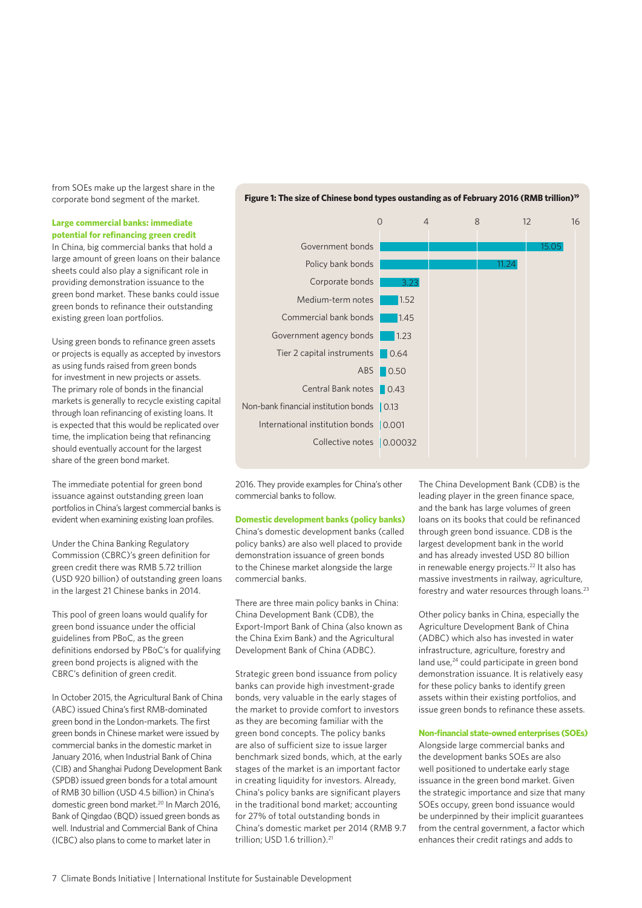from SOEs make up the largest share in the corporate bond segment of the market.

### Large commercial banks: immediate potential for refinancing green credit

In China, big commercial banks that hold a large amount of green loans on their balance sheets could also play a significant role in providing demonstration issuance to the green bond market. These banks could issue green bonds to refinance their outstanding existing green loan portfolios.

Using green bonds to refinance green assets or projects is equally as accepted by investors as using funds raised from green bonds for investment in new projects or assets. The primary role of bonds in the financial markets is generally to recycle existing capital through loan refinancing of existing loans. It is expected that this would be replicated over time, the implication being that refinancing should eventually account for the largest share of the green bond market.

The immediate potential for green bond issuance against outstanding green loan portfolios in China's largest commercial banks is evident when examining existing loan profiles.

Under the China Banking Regulatory Commission (CBRC)'s green definition for green credit there was RMB 5.72 trillion (USD 920 billion) of outstanding green loans in the largest 21 Chinese banks in 2014.

This pool of green loans would qualify for green bond issuance under the official guidelines from PBoC, as the green definitions endorsed by PBoC's for qualifying green bond projects is aligned with the CBRC's definition of green credit.

In October 2015, the Agricultural Bank of China (ABC) issued China's first RMB-dominated green bond in the London-markets. The first green bonds in Chinese market were issued by commercial banks in the domestic market in January 2016, when Industrial Bank of China (CIB) and Shanghai Pudong Development Bank (SPDB) issued green bonds for a total amount of RMB 30 billion (USD 4.5 billion) in China's domestic green bond market.[20] In March 2016, Bank of Qingdao (BQD) issued green bonds as well. Industrial and Commercial Bank of China (ICBC) also plans to come to market later in 2016. They provide examples for China's other commercial banks to follow.

**Figure 1: The size of Chinese bond types oustanding as of February 2016 (RMB trillion)[19]**

| Bond type | RMB trillion |
|---|---|
| Government bonds | 15.05 |
| Policy bank bonds | 11.24 |
| Corporate bonds | 3.23 |
| Medium-term notes | 1.52 |
| Commercial bank bonds | 1.45 |
| Government agency bonds | 1.23 |
| Tier 2 capital instruments | 0.64 |
| ABS | 0.50 |
| Central Bank notes | 0.43 |
| Non-bank financial institution bonds | 0.13 |
| International institution bonds | 0.001 |
| Collective notes | 0.00032 |

### Domestic development banks (policy banks)

China's domestic development banks (called policy banks) are also well placed to provide demonstration issuance of green bonds to the Chinese market alongside the large commercial banks.

There are three main policy banks in China: China Development Bank (CDB), the Export-Import Bank of China (also known as the China Exim Bank) and the Agricultural Development Bank of China (ADBC).

Strategic green bond issuance from policy banks can provide high investment-grade bonds, very valuable in the early stages of the market to provide comfort to investors as they are becoming familiar with the green bond concepts. The policy banks are also of sufficient size to issue larger benchmark sized bonds, which, at the early stages of the market is an important factor in creating liquidity for investors. Already, China's policy banks are significant players in the traditional bond market; accounting for 27% of total outstanding bonds in China's domestic market per 2014 (RMB 9.7 trillion; USD 1.6 trillion).[21]

The China Development Bank (CDB) is the leading player in the green finance space, and the bank has large volumes of green loans on its books that could be refinanced through green bond issuance. CDB is the largest development bank in the world and has already invested USD 80 billion in renewable energy projects.[22] It also has massive investments in railway, agriculture, forestry and water resources through loans.[23]

Other policy banks in China, especially the Agriculture Development Bank of China (ADBC) which also has invested in water infrastructure, agriculture, forestry and land use,[24] could participate in green bond demonstration issuance. It is relatively easy for these policy banks to identify green assets within their existing portfolios, and issue green bonds to refinance these assets.

### Non-financial state-owned enterprises (SOEs)

Alongside large commercial banks and the development banks SOEs are also well positioned to undertake early stage issuance in the green bond market. Given the strategic importance and size that many SOEs occupy, green bond issuance would be underpinned by their implicit guarantees from the central government, a factor which enhances their credit ratings and adds to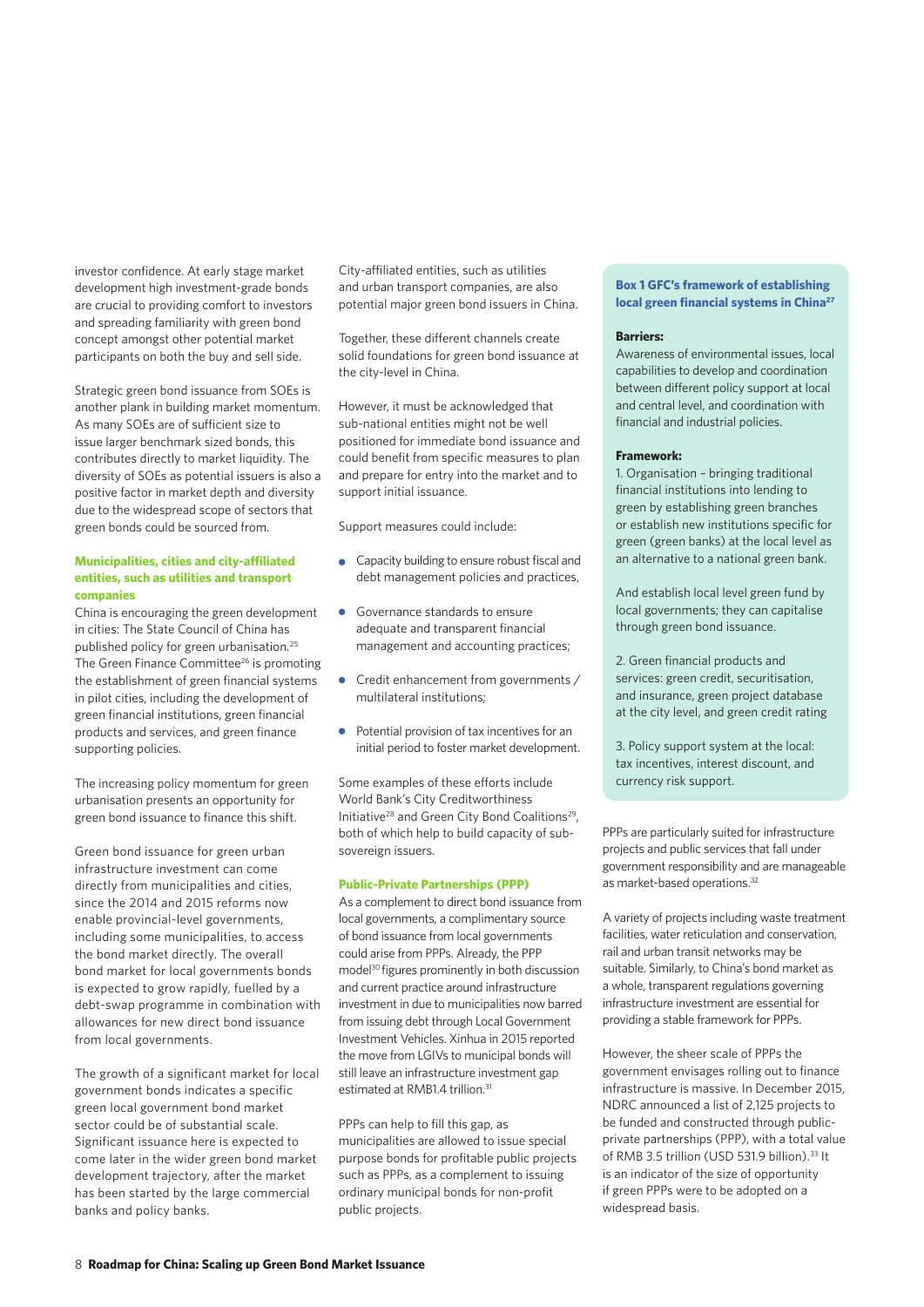investor confidence. At early stage market development high investment-grade bonds are crucial to providing comfort to investors and spreading familiarity with green bond concept amongst other potential market participants on both the buy and sell side.

Strategic green bond issuance from SOEs is another plank in building market momentum. As many SOEs are of sufficient size to issue larger benchmark sized bonds, this contributes directly to market liquidity. The diversity of SOEs as potential issuers is also a positive factor in market depth and diversity due to the widespread scope of sectors that green bonds could be sourced from.

### Municipalities, cities and city-affiliated entities, such as utilities and transport companies

China is encouraging the green development in cities: The State Council of China has published policy for green urbanisation.[25] The Green Finance Committee[26] is promoting the establishment of green financial systems in pilot cities, including the development of green financial institutions, green financial products and services, and green finance supporting policies.

The increasing policy momentum for green urbanisation presents an opportunity for green bond issuance to finance this shift.

Green bond issuance for green urban infrastructure investment can come directly from municipalities and cities, since the 2014 and 2015 reforms now enable provincial-level governments, including some municipalities, to access the bond market directly. The overall bond market for local governments bonds is expected to grow rapidly, fuelled by a debt-swap programme in combination with allowances for new direct bond issuance from local governments.

The growth of a significant market for local government bonds indicates a specific green local government bond market sector could be of substantial scale. Significant issuance here is expected to come later in the wider green bond market development trajectory, after the market has been started by the large commercial banks and policy banks.

City-affiliated entities, such as utilities and urban transport companies, are also potential major green bond issuers in China.

Together, these different channels create solid foundations for green bond issuance at the city-level in China.

However, it must be acknowledged that sub-national entities might not be well positioned for immediate bond issuance and could benefit from specific measures to plan and prepare for entry into the market and to support initial issuance.

Support measures could include:

- Capacity building to ensure robust fiscal and debt management policies and practices,
- Governance standards to ensure adequate and transparent financial management and accounting practices;
- Credit enhancement from governments / multilateral institutions;
- Potential provision of tax incentives for an initial period to foster market development.

Some examples of these efforts include World Bank's City Creditworthiness Initiative[28] and Green City Bond Coalitions[29], both of which help to build capacity of sub-sovereign issuers.

### Public-Private Partnerships (PPP)

As a complement to direct bond issuance from local governments, a complimentary source of bond issuance from local governments could arise from PPPs. Already, the PPP model[30] figures prominently in both discussion and current practice around infrastructure investment in due to municipalities now barred from issuing debt through Local Government Investment Vehicles. Xinhua in 2015 reported the move from LGIVs to municipal bonds will still leave an infrastructure investment gap estimated at RMB1.4 trillion.[31]

PPPs can help to fill this gap, as municipalities are allowed to issue special purpose bonds for profitable public projects such as PPPs, as a complement to issuing ordinary municipal bonds for non-profit public projects.

> **Box 1 GFC's framework of establishing local green financial systems in China[27]**
>
> **Barriers:**
> Awareness of environmental issues, local capabilities to develop and coordination between different policy support at local and central level, and coordination with financial and industrial policies.
>
> **Framework:**
> 1. Organisation – bringing traditional financial institutions into lending to green by establishing green branches or establish new institutions specific for green (green banks) at the local level as an alternative to a national green bank.
>
> And establish local level green fund by local governments; they can capitalise through green bond issuance.
>
> 2. Green financial products and services: green credit, securitisation, and insurance, green project database at the city level, and green credit rating
>
> 3. Policy support system at the local: tax incentives, interest discount, and currency risk support.

PPPs are particularly suited for infrastructure projects and public services that fall under government responsibility and are manageable as market-based operations.[32]

A variety of projects including waste treatment facilities, water reticulation and conservation, rail and urban transit networks may be suitable. Similarly, to China's bond market as a whole, transparent regulations governing infrastructure investment are essential for providing a stable framework for PPPs.

However, the sheer scale of PPPs the government envisages rolling out to finance infrastructure is massive. In December 2015, NDRC announced a list of 2,125 projects to be funded and constructed through public-private partnerships (PPP), with a total value of RMB 3.5 trillion (USD 531.9 billion).[33] It is an indicator of the size of opportunity if green PPPs were to be adopted on a widespread basis.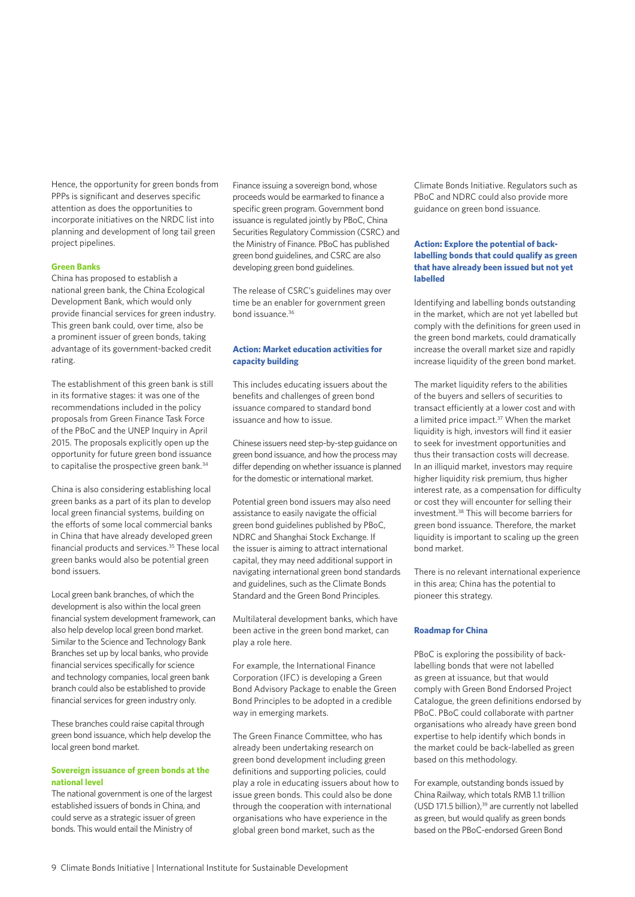Hence, the opportunity for green bonds from PPPs is significant and deserves specific attention as does the opportunities to incorporate initiatives on the NRDC list into planning and development of long tail green project pipelines.

**Green Banks**

China has proposed to establish a national green bank, the China Ecological Development Bank, which would only provide financial services for green industry. This green bank could, over time, also be a prominent issuer of green bonds, taking advantage of its government-backed credit rating.

The establishment of this green bank is still in its formative stages: it was one of the recommendations included in the policy proposals from Green Finance Task Force of the PBoC and the UNEP Inquiry in April 2015. The proposals explicitly open up the opportunity for future green bond issuance to capitalise the prospective green bank.[34]

China is also considering establishing local green banks as a part of its plan to develop local green financial systems, building on the efforts of some local commercial banks in China that have already developed green financial products and services.[35] These local green banks would also be potential green bond issuers.

Local green bank branches, of which the development is also within the local green financial system development framework, can also help develop local green bond market. Similar to the Science and Technology Bank Branches set up by local banks, who provide financial services specifically for science and technology companies, local green bank branch could also be established to provide financial services for green industry only.

These branches could raise capital through green bond issuance, which help develop the local green bond market.

**Sovereign issuance of green bonds at the national level**

The national government is one of the largest established issuers of bonds in China, and could serve as a strategic issuer of green bonds. This would entail the Ministry of Finance issuing a sovereign bond, whose proceeds would be earmarked to finance a specific green program. Government bond issuance is regulated jointly by PBoC, China Securities Regulatory Commission (CSRC) and the Ministry of Finance. PBoC has published green bond guidelines, and CSRC are also developing green bond guidelines.

The release of CSRC's guidelines may over time be an enabler for government green bond issuance.[36]

**Action: Market education activities for capacity building**

This includes educating issuers about the benefits and challenges of green bond issuance compared to standard bond issuance and how to issue.

Chinese issuers need step-by-step guidance on green bond issuance, and how the process may differ depending on whether issuance is planned for the domestic or international market.

Potential green bond issuers may also need assistance to easily navigate the official green bond guidelines published by PBoC, NDRC and Shanghai Stock Exchange. If the issuer is aiming to attract international capital, they may need additional support in navigating international green bond standards and guidelines, such as the Climate Bonds Standard and the Green Bond Principles.

Multilateral development banks, which have been active in the green bond market, can play a role here.

For example, the International Finance Corporation (IFC) is developing a Green Bond Advisory Package to enable the Green Bond Principles to be adopted in a credible way in emerging markets.

The Green Finance Committee, who has already been undertaking research on green bond development including green definitions and supporting policies, could play a role in educating issuers about how to issue green bonds. This could also be done through the cooperation with international organisations who have experience in the global green bond market, such as the Climate Bonds Initiative. Regulators such as PBoC and NDRC could also provide more guidance on green bond issuance.

**Action: Explore the potential of back-labelling bonds that could qualify as green that have already been issued but not yet labelled**

Identifying and labelling bonds outstanding in the market, which are not yet labelled but comply with the definitions for green used in the green bond markets, could dramatically increase the overall market size and rapidly increase liquidity of the green bond market.

The market liquidity refers to the abilities of the buyers and sellers of securities to transact efficiently at a lower cost and with a limited price impact.[37] When the market liquidity is high, investors will find it easier to seek for investment opportunities and thus their transaction costs will decrease. In an illiquid market, investors may require higher liquidity risk premium, thus higher interest rate, as a compensation for difficulty or cost they will encounter for selling their investment.[38] This will become barriers for green bond issuance. Therefore, the market liquidity is important to scaling up the green bond market.

There is no relevant international experience in this area; China has the potential to pioneer this strategy.

**Roadmap for China**

PBoC is exploring the possibility of back-labelling bonds that were not labelled as green at issuance, but that would comply with Green Bond Endorsed Project Catalogue, the green definitions endorsed by PBoC. PBoC could collaborate with partner organisations who already have green bond expertise to help identify which bonds in the market could be back-labelled as green based on this methodology.

For example, outstanding bonds issued by China Railway, which totals RMB 1.1 trillion (USD 171.5 billion),[39] are currently not labelled as green, but would qualify as green bonds based on the PBoC-endorsed Green Bond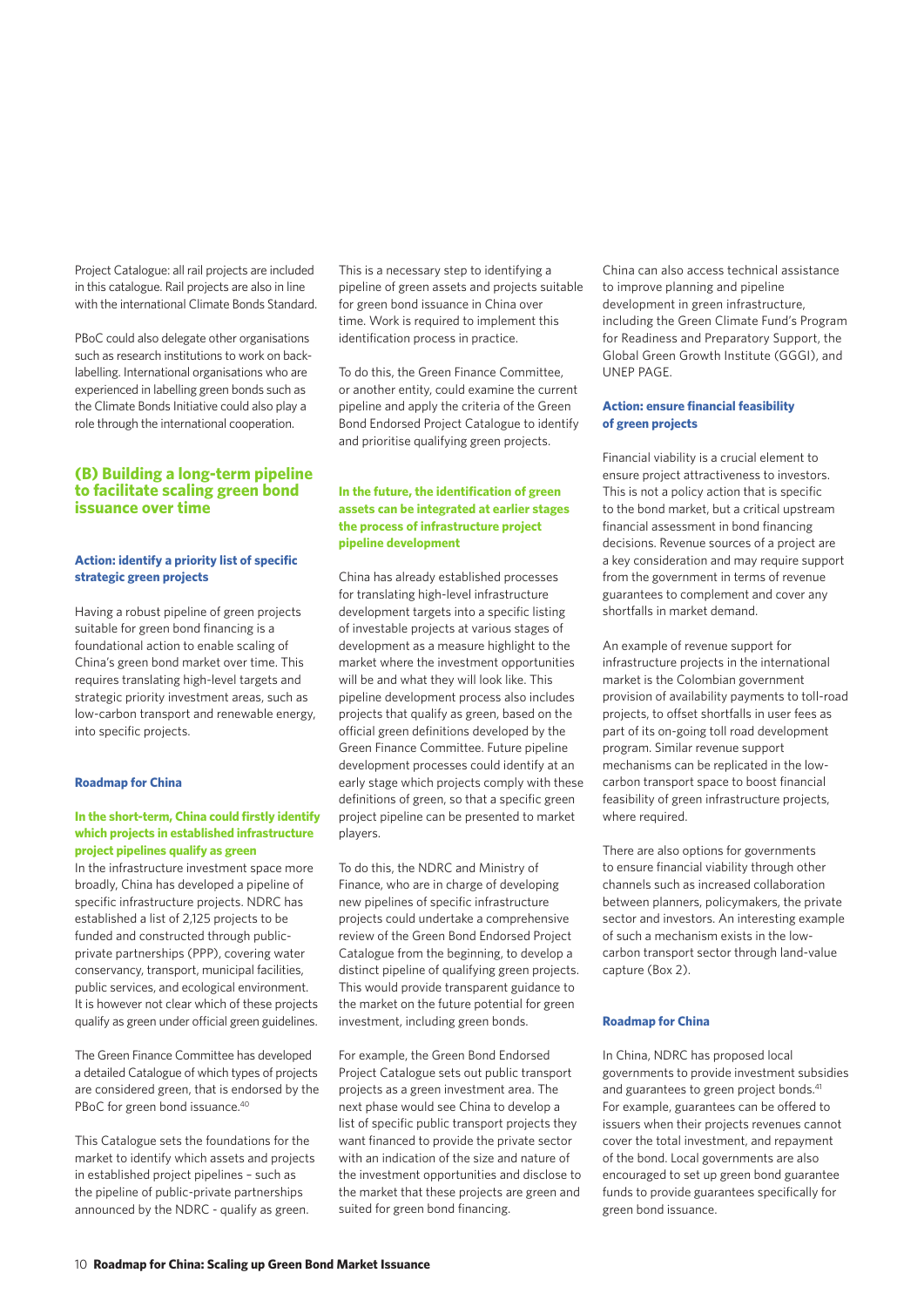Project Catalogue: all rail projects are included in this catalogue. Rail projects are also in line with the international Climate Bonds Standard.

PBoC could also delegate other organisations such as research institutions to work on back-labelling. International organisations who are experienced in labelling green bonds such as the Climate Bonds Initiative could also play a role through the international cooperation.

## (B) Building a long-term pipeline to facilitate scaling green bond issuance over time

### Action: identify a priority list of specific strategic green projects

Having a robust pipeline of green projects suitable for green bond financing is a foundational action to enable scaling of China's green bond market over time. This requires translating high-level targets and strategic priority investment areas, such as low-carbon transport and renewable energy, into specific projects.

#### Roadmap for China

**In the short-term, China could firstly identify which projects in established infrastructure project pipelines qualify as green**

In the infrastructure investment space more broadly, China has developed a pipeline of specific infrastructure projects. NDRC has established a list of 2,125 projects to be funded and constructed through public-private partnerships (PPP), covering water conservancy, transport, municipal facilities, public services, and ecological environment. It is however not clear which of these projects qualify as green under official green guidelines.

The Green Finance Committee has developed a detailed Catalogue of which types of projects are considered green, that is endorsed by the PBoC for green bond issuance.[40]

This Catalogue sets the foundations for the market to identify which assets and projects in established project pipelines – such as the pipeline of public-private partnerships announced by the NDRC - qualify as green.

This is a necessary step to identifying a pipeline of green assets and projects suitable for green bond issuance in China over time. Work is required to implement this identification process in practice.

To do this, the Green Finance Committee, or another entity, could examine the current pipeline and apply the criteria of the Green Bond Endorsed Project Catalogue to identify and prioritise qualifying green projects.

**In the future, the identification of green assets can be integrated at earlier stages the process of infrastructure project pipeline development**

China has already established processes for translating high-level infrastructure development targets into a specific listing of investable projects at various stages of development as a measure highlight to the market where the investment opportunities will be and what they will look like. This pipeline development process also includes projects that qualify as green, based on the official green definitions developed by the Green Finance Committee. Future pipeline development processes could identify at an early stage which projects comply with these definitions of green, so that a specific green project pipeline can be presented to market players.

To do this, the NDRC and Ministry of Finance, who are in charge of developing new pipelines of specific infrastructure projects could undertake a comprehensive review of the Green Bond Endorsed Project Catalogue from the beginning, to develop a distinct pipeline of qualifying green projects. This would provide transparent guidance to the market on the future potential for green investment, including green bonds.

For example, the Green Bond Endorsed Project Catalogue sets out public transport projects as a green investment area. The next phase would see China to develop a list of specific public transport projects they want financed to provide the private sector with an indication of the size and nature of the investment opportunities and disclose to the market that these projects are green and suited for green bond financing.

China can also access technical assistance to improve planning and pipeline development in green infrastructure, including the Green Climate Fund's Program for Readiness and Preparatory Support, the Global Green Growth Institute (GGGI), and UNEP PAGE.

### Action: ensure financial feasibility of green projects

Financial viability is a crucial element to ensure project attractiveness to investors. This is not a policy action that is specific to the bond market, but a critical upstream financial assessment in bond financing decisions. Revenue sources of a project are a key consideration and may require support from the government in terms of revenue guarantees to complement and cover any shortfalls in market demand.

An example of revenue support for infrastructure projects in the international market is the Colombian government provision of availability payments to toll-road projects, to offset shortfalls in user fees as part of its on-going toll road development program. Similar revenue support mechanisms can be replicated in the low-carbon transport space to boost financial feasibility of green infrastructure projects, where required.

There are also options for governments to ensure financial viability through other channels such as increased collaboration between planners, policymakers, the private sector and investors. An interesting example of such a mechanism exists in the low-carbon transport sector through land-value capture (Box 2).

#### Roadmap for China

In China, NDRC has proposed local governments to provide investment subsidies and guarantees to green project bonds.[41] For example, guarantees can be offered to issuers when their projects revenues cannot cover the total investment, and repayment of the bond. Local governments are also encouraged to set up green bond guarantee funds to provide guarantees specifically for green bond issuance.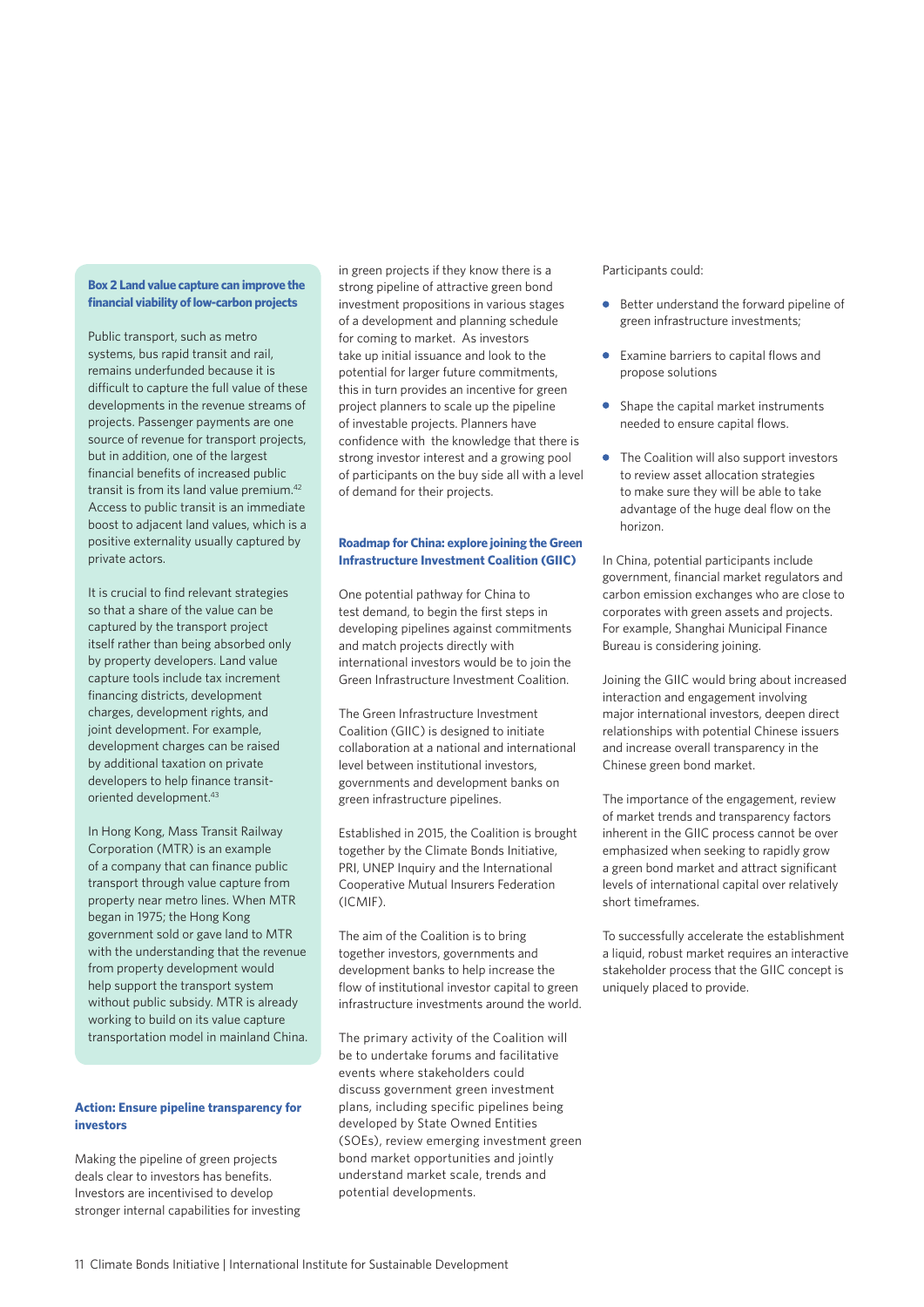### Box 2 Land value capture can improve the financial viability of low-carbon projects

Public transport, such as metro systems, bus rapid transit and rail, remains underfunded because it is difficult to capture the full value of these developments in the revenue streams of projects. Passenger payments are one source of revenue for transport projects, but in addition, one of the largest financial benefits of increased public transit is from its land value premium.[42] Access to public transit is an immediate boost to adjacent land values, which is a positive externality usually captured by private actors.

It is crucial to find relevant strategies so that a share of the value can be captured by the transport project itself rather than being absorbed only by property developers. Land value capture tools include tax increment financing districts, development charges, development rights, and joint development. For example, development charges can be raised by additional taxation on private developers to help finance transit-oriented development.[43]

In Hong Kong, Mass Transit Railway Corporation (MTR) is an example of a company that can finance public transport through value capture from property near metro lines. When MTR began in 1975; the Hong Kong government sold or gave land to MTR with the understanding that the revenue from property development would help support the transport system without public subsidy. MTR is already working to build on its value capture transportation model in mainland China.

### Action: Ensure pipeline transparency for investors

Making the pipeline of green projects deals clear to investors has benefits. Investors are incentivised to develop stronger internal capabilities for investing in green projects if they know there is a strong pipeline of attractive green bond investment propositions in various stages of a development and planning schedule for coming to market. As investors take up initial issuance and look to the potential for larger future commitments, this in turn provides an incentive for green project planners to scale up the pipeline of investable projects. Planners have confidence with the knowledge that there is strong investor interest and a growing pool of participants on the buy side all with a level of demand for their projects.

### Roadmap for China: explore joining the Green Infrastructure Investment Coalition (GIIC)

One potential pathway for China to test demand, to begin the first steps in developing pipelines against commitments and match projects directly with international investors would be to join the Green Infrastructure Investment Coalition.

The Green Infrastructure Investment Coalition (GIIC) is designed to initiate collaboration at a national and international level between institutional investors, governments and development banks on green infrastructure pipelines.

Established in 2015, the Coalition is brought together by the Climate Bonds Initiative, PRI, UNEP Inquiry and the International Cooperative Mutual Insurers Federation (ICMIF).

The aim of the Coalition is to bring together investors, governments and development banks to help increase the flow of institutional investor capital to green infrastructure investments around the world.

The primary activity of the Coalition will be to undertake forums and facilitative events where stakeholders could discuss government green investment plans, including specific pipelines being developed by State Owned Entities (SOEs), review emerging investment green bond market opportunities and jointly understand market scale, trends and potential developments.

Participants could:

- Better understand the forward pipeline of green infrastructure investments;
- Examine barriers to capital flows and propose solutions
- Shape the capital market instruments needed to ensure capital flows.
- The Coalition will also support investors to review asset allocation strategies to make sure they will be able to take advantage of the huge deal flow on the horizon.

In China, potential participants include government, financial market regulators and carbon emission exchanges who are close to corporates with green assets and projects. For example, Shanghai Municipal Finance Bureau is considering joining.

Joining the GIIC would bring about increased interaction and engagement involving major international investors, deepen direct relationships with potential Chinese issuers and increase overall transparency in the Chinese green bond market.

The importance of the engagement, review of market trends and transparency factors inherent in the GIIC process cannot be over emphasized when seeking to rapidly grow a green bond market and attract significant levels of international capital over relatively short timeframes.

To successfully accelerate the establishment a liquid, robust market requires an interactive stakeholder process that the GIIC concept is uniquely placed to provide.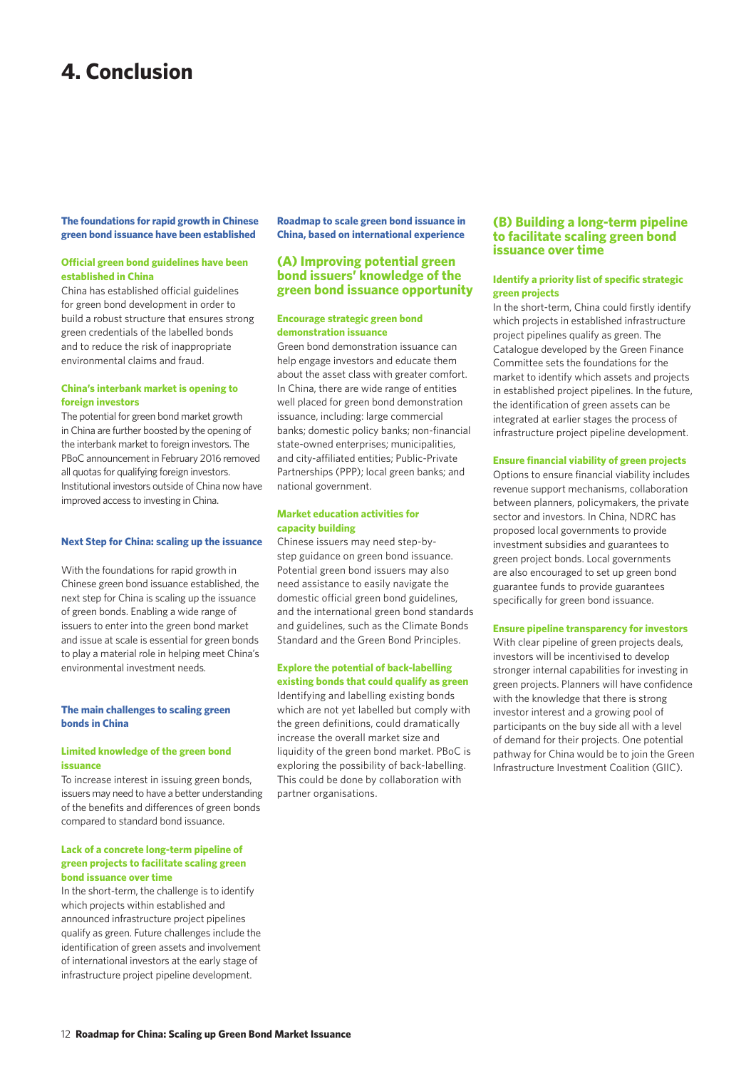# 4. Conclusion

## The foundations for rapid growth in Chinese green bond issuance have been established

### Official green bond guidelines have been established in China

China has established official guidelines for green bond development in order to build a robust structure that ensures strong green credentials of the labelled bonds and to reduce the risk of inappropriate environmental claims and fraud.

### China's interbank market is opening to foreign investors

The potential for green bond market growth in China are further boosted by the opening of the interbank market to foreign investors. The PBoC announcement in February 2016 removed all quotas for qualifying foreign investors. Institutional investors outside of China now have improved access to investing in China.

## Next Step for China: scaling up the issuance

With the foundations for rapid growth in Chinese green bond issuance established, the next step for China is scaling up the issuance of green bonds. Enabling a wide range of issuers to enter into the green bond market and issue at scale is essential for green bonds to play a material role in helping meet China's environmental investment needs.

## The main challenges to scaling green bonds in China

### Limited knowledge of the green bond issuance

To increase interest in issuing green bonds, issuers may need to have a better understanding of the benefits and differences of green bonds compared to standard bond issuance.

### Lack of a concrete long-term pipeline of green projects to facilitate scaling green bond issuance over time

In the short-term, the challenge is to identify which projects within established and announced infrastructure project pipelines qualify as green. Future challenges include the identification of green assets and involvement of international investors at the early stage of infrastructure project pipeline development.

## Roadmap to scale green bond issuance in China, based on international experience

### (A) Improving potential green bond issuers' knowledge of the green bond issuance opportunity

#### Encourage strategic green bond demonstration issuance

Green bond demonstration issuance can help engage investors and educate them about the asset class with greater comfort. In China, there are wide range of entities well placed for green bond demonstration issuance, including: large commercial banks; domestic policy banks; non-financial state-owned enterprises; municipalities, and city-affiliated entities; Public-Private Partnerships (PPP); local green banks; and national government.

#### Market education activities for capacity building

Chinese issuers may need step-by-step guidance on green bond issuance. Potential green bond issuers may also need assistance to easily navigate the domestic official green bond guidelines, and the international green bond standards and guidelines, such as the Climate Bonds Standard and the Green Bond Principles.

#### Explore the potential of back-labelling existing bonds that could qualify as green

Identifying and labelling existing bonds which are not yet labelled but comply with the green definitions, could dramatically increase the overall market size and liquidity of the green bond market. PBoC is exploring the possibility of back-labelling. This could be done by collaboration with partner organisations.

### (B) Building a long-term pipeline to facilitate scaling green bond issuance over time

#### Identify a priority list of specific strategic green projects

In the short-term, China could firstly identify which projects in established infrastructure project pipelines qualify as green. The Catalogue developed by the Green Finance Committee sets the foundations for the market to identify which assets and projects in established project pipelines. In the future, the identification of green assets can be integrated at earlier stages the process of infrastructure project pipeline development.

#### Ensure financial viability of green projects

Options to ensure financial viability includes revenue support mechanisms, collaboration between planners, policymakers, the private sector and investors. In China, NDRC has proposed local governments to provide investment subsidies and guarantees to green project bonds. Local governments are also encouraged to set up green bond guarantee funds to provide guarantees specifically for green bond issuance.

#### Ensure pipeline transparency for investors

With clear pipeline of green projects deals, investors will be incentivised to develop stronger internal capabilities for investing in green projects. Planners will have confidence with the knowledge that there is strong investor interest and a growing pool of participants on the buy side all with a level of demand for their projects. One potential pathway for China would be to join the Green Infrastructure Investment Coalition (GIIC).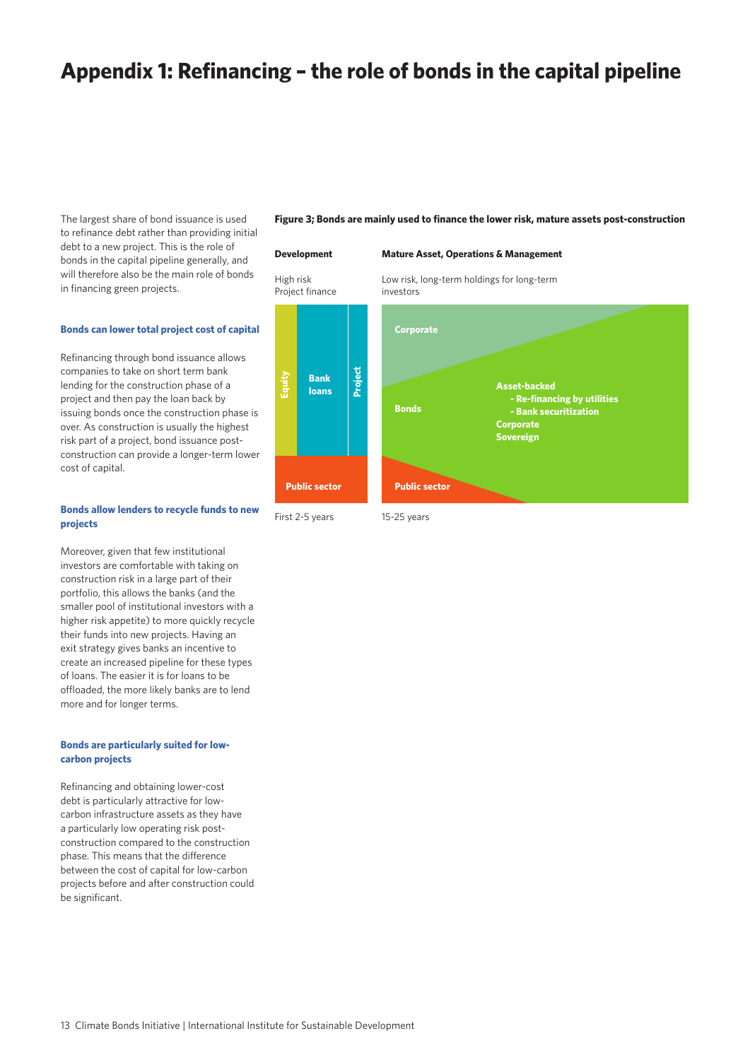# Appendix 1: Refinancing – the role of bonds in the capital pipeline

The largest share of bond issuance is used to refinance debt rather than providing initial debt to a new project. This is the role of bonds in the capital pipeline generally, and will therefore also be the main role of bonds in financing green projects.

### Bonds can lower total project cost of capital

Refinancing through bond issuance allows companies to take on short term bank lending for the construction phase of a project and then pay the loan back by issuing bonds once the construction phase is over. As construction is usually the highest risk part of a project, bond issuance post-construction can provide a longer-term lower cost of capital.

### Bonds allow lenders to recycle funds to new projects

Moreover, given that few institutional investors are comfortable with taking on construction risk in a large part of their portfolio, this allows the banks (and the smaller pool of institutional investors with a higher risk appetite) to more quickly recycle their funds into new projects. Having an exit strategy gives banks an incentive to create an increased pipeline for these types of loans. The easier it is for loans to be offloaded, the more likely banks are to lend more and for longer terms.

### Bonds are particularly suited for low-carbon projects

Refinancing and obtaining lower-cost debt is particularly attractive for low-carbon infrastructure assets as they have a particularly low operating risk post-construction compared to the construction phase. This means that the difference between the cost of capital for low-carbon projects before and after construction could be significant.

**Figure 3; Bonds are mainly used to finance the lower risk, mature assets post-construction**

**Development**

High risk
Project finance

Equity | Bank loans | Project

Public sector

First 2-5 years

**Mature Asset, Operations & Management**

Low risk, long-term holdings for long-term investors

Corporate

Bonds

Asset-backed
- Re-financing by utilities
- Bank securitization
Corporate
Sovereign

Public sector

15-25 years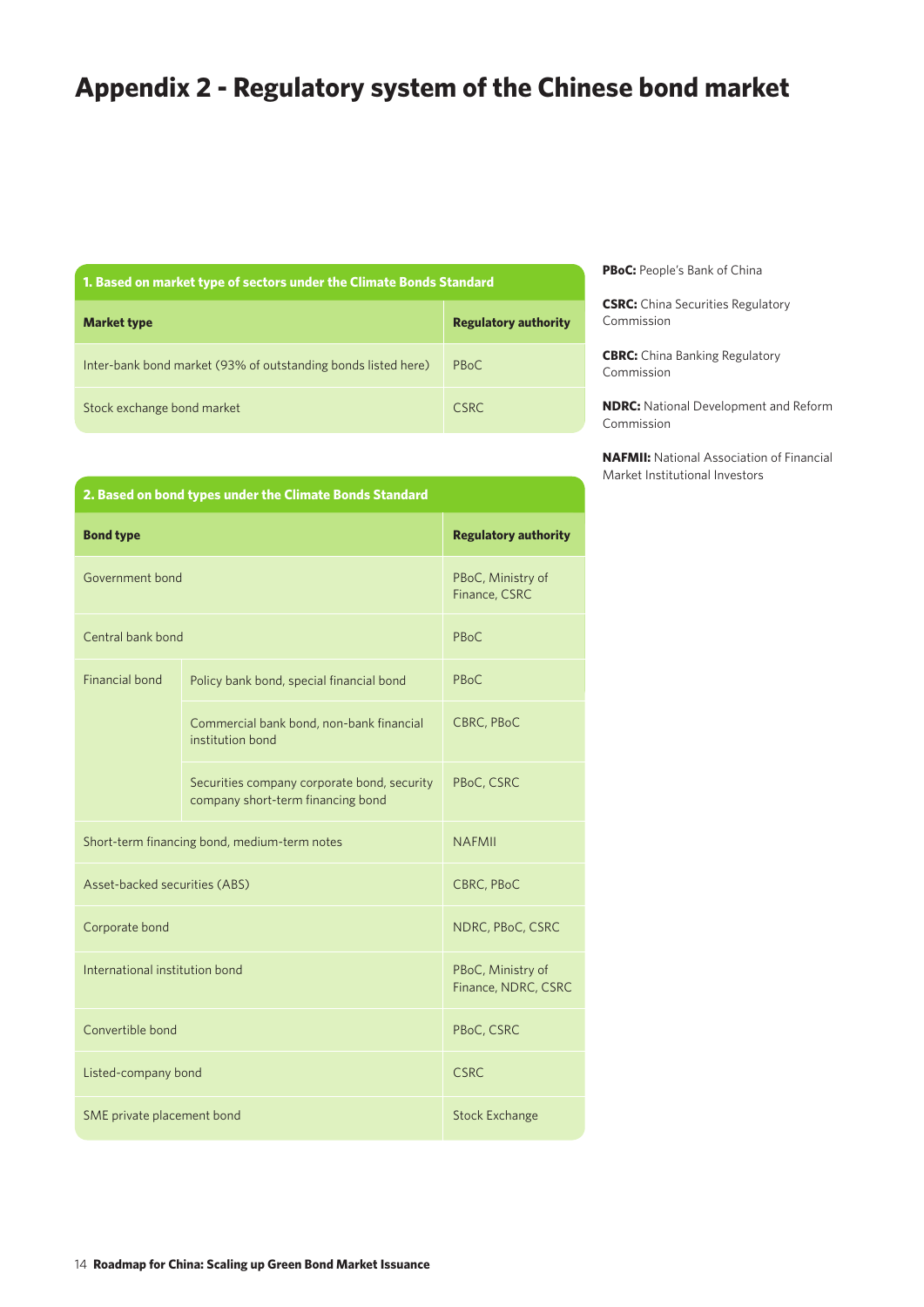# Appendix 2 - Regulatory system of the Chinese bond market

**1. Based on market type of sectors under the Climate Bonds Standard**

| Market type | Regulatory authority |
|---|---|
| Inter-bank bond market (93% of outstanding bonds listed here) | PBoC |
| Stock exchange bond market | CSRC |

**2. Based on bond types under the Climate Bonds Standard**

| Bond type | | Regulatory authority |
|---|---|---|
| Government bond | | PBoC, Ministry of Finance, CSRC |
| Central bank bond | | PBoC |
| Financial bond | Policy bank bond, special financial bond | PBoC |
| | Commercial bank bond, non-bank financial institution bond | CBRC, PBoC |
| | Securities company corporate bond, security company short-term financing bond | PBoC, CSRC |
| Short-term financing bond, medium-term notes | | NAFMII |
| Asset-backed securities (ABS) | | CBRC, PBoC |
| Corporate bond | | NDRC, PBoC, CSRC |
| International institution bond | | PBoC, Ministry of Finance, NDRC, CSRC |
| Convertible bond | | PBoC, CSRC |
| Listed-company bond | | CSRC |
| SME private placement bond | | Stock Exchange |

**PBoC:** People's Bank of China

**CSRC:** China Securities Regulatory Commission

**CBRC:** China Banking Regulatory Commission

**NDRC:** National Development and Reform Commission

**NAFMII:** National Association of Financial Market Institutional Investors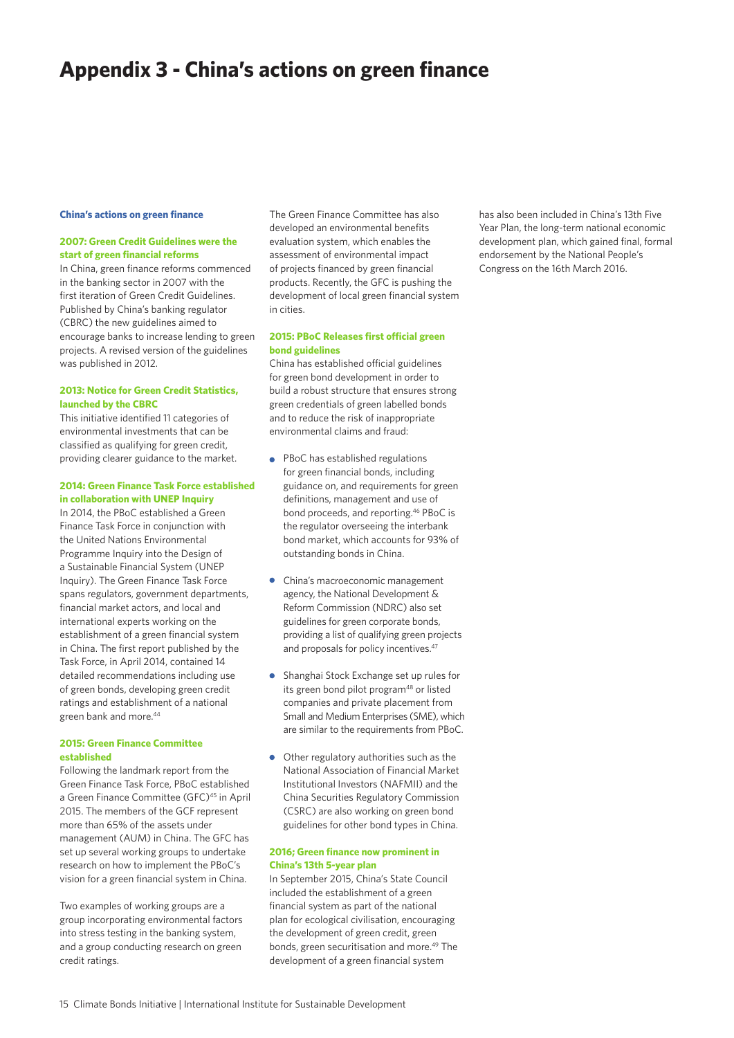# Appendix 3 - China's actions on green finance

**China's actions on green finance**

### 2007: Green Credit Guidelines were the start of green financial reforms

In China, green finance reforms commenced in the banking sector in 2007 with the first iteration of Green Credit Guidelines. Published by China's banking regulator (CBRC) the new guidelines aimed to encourage banks to increase lending to green projects. A revised version of the guidelines was published in 2012.

### 2013: Notice for Green Credit Statistics, launched by the CBRC

This initiative identified 11 categories of environmental investments that can be classified as qualifying for green credit, providing clearer guidance to the market.

### 2014: Green Finance Task Force established in collaboration with UNEP Inquiry

In 2014, the PBoC established a Green Finance Task Force in conjunction with the United Nations Environmental Programme Inquiry into the Design of a Sustainable Financial System (UNEP Inquiry). The Green Finance Task Force spans regulators, government departments, financial market actors, and local and international experts working on the establishment of a green financial system in China. The first report published by the Task Force, in April 2014, contained 14 detailed recommendations including use of green bonds, developing green credit ratings and establishment of a national green bank and more.[44]

### 2015: Green Finance Committee established

Following the landmark report from the Green Finance Task Force, PBoC established a Green Finance Committee (GFC)[45] in April 2015. The members of the GCF represent more than 65% of the assets under management (AUM) in China. The GFC has set up several working groups to undertake research on how to implement the PBoC's vision for a green financial system in China.

Two examples of working groups are a group incorporating environmental factors into stress testing in the banking system, and a group conducting research on green credit ratings.

The Green Finance Committee has also developed an environmental benefits evaluation system, which enables the assessment of environmental impact of projects financed by green financial products. Recently, the GFC is pushing the development of local green financial system in cities.

### 2015: PBoC Releases first official green bond guidelines

China has established official guidelines for green bond development in order to build a robust structure that ensures strong green credentials of green labelled bonds and to reduce the risk of inappropriate environmental claims and fraud:

- PBoC has established regulations for green financial bonds, including guidance on, and requirements for green definitions, management and use of bond proceeds, and reporting.[46] PBoC is the regulator overseeing the interbank bond market, which accounts for 93% of outstanding bonds in China.
- China's macroeconomic management agency, the National Development & Reform Commission (NDRC) also set guidelines for green corporate bonds, providing a list of qualifying green projects and proposals for policy incentives.[47]
- Shanghai Stock Exchange set up rules for its green bond pilot program[48] or listed companies and private placement from Small and Medium Enterprises (SME), which are similar to the requirements from PBoC.
- Other regulatory authorities such as the National Association of Financial Market Institutional Investors (NAFMII) and the China Securities Regulatory Commission (CSRC) are also working on green bond guidelines for other bond types in China.

### 2016; Green finance now prominent in China's 13th 5-year plan

In September 2015, China's State Council included the establishment of a green financial system as part of the national plan for ecological civilisation, encouraging the development of green credit, green bonds, green securitisation and more.[49] The development of a green financial system has also been included in China's 13th Five Year Plan, the long-term national economic development plan, which gained final, formal endorsement by the National People's Congress on the 16th March 2016.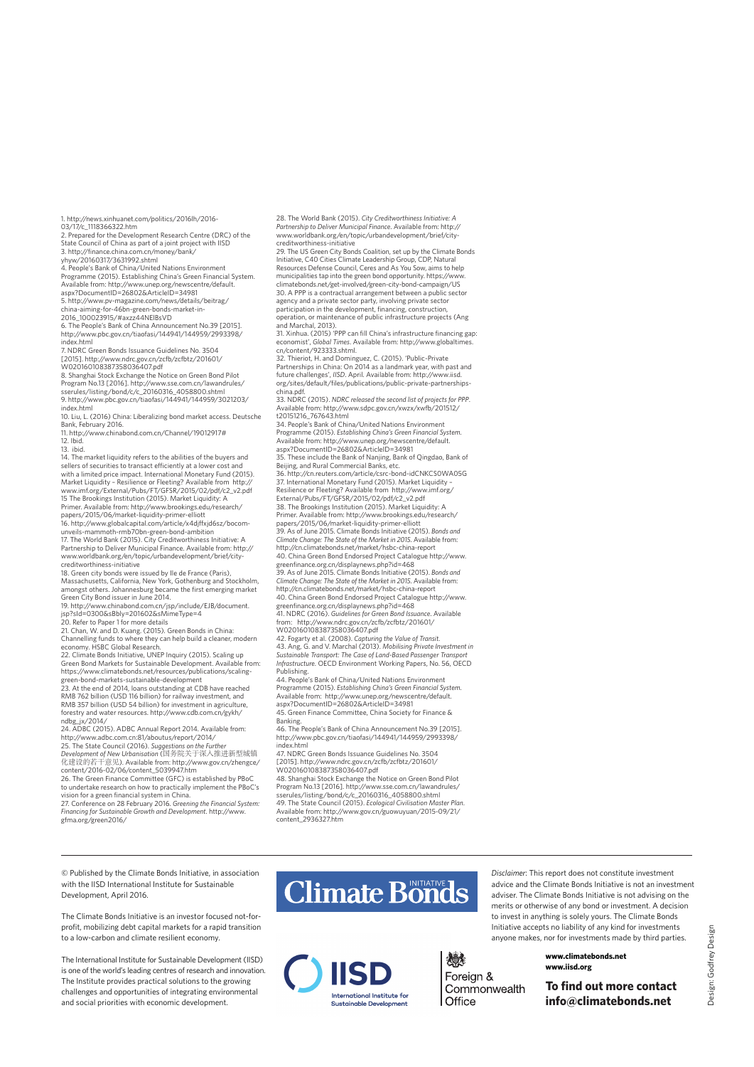1. http://news.xinhuanet.com/politics/2016lh/2016-03/17/c_1118366322.htm
2. Prepared for the Development Research Centre (DRC) of the State Council of China as part of a joint project with IISD
3. http://finance.china.com.cn/money/bank/yhyw/20160317/3631992.shtml
4. People's Bank of China/United Nations Environment Programme (2015). Establishing China's Green Financial System. Available from: http://www.unep.org/newscentre/default.aspx?DocumentID=26802&ArticleID=34981
5. http://www.pv-magazine.com/news/details/beitrag/china-aiming-for-46bn-green-bonds-market-in-2016_100023915/#axzz44NElBsVD
6. The People's Bank of China Announcement No.39 [2015]. http://www.pbc.gov.cn/tiaofasi/144941/144959/2993398/index.html
7. NDRC Green Bonds Issuance Guidelines No. 3504 [2015]. http://www.ndrc.gov.cn/zcfb/zcfbtz/201601/W020160108387358036407.pdf
8. Shanghai Stock Exchange the Notice on Green Bond Pilot Program No.13 [2016]. http://www.sse.com.cn/lawandrules/sserules/listing/bond/c/c_20160316_4058800.shtml
9. http://www.pbc.gov.cn/tiaofasi/144941/144959/3021203/index.html
10. Liu, L. (2016) China: Liberalizing bond market access. Deutsche Bank, February 2016.
11. http://www.chinabond.com.cn/Channel/19012917#
12. Ibid.
13. ibid.
14. The market liquidity refers to the abilities of the buyers and sellers of securities to transact efficiently at a lower cost and with a limited price impact. International Monetary Fund (2015). Market Liquidity – Resilience or Fleeting? Available from http://www.imf.org/External/Pubs/FT/GFSR/2015/02/pdf/c2_v2.pdf
15 The Brookings Institution (2015). Market Liquidity: A Primer. Available from: http://www.brookings.edu/research/papers/2015/06/market-liquidity-primer-elliott
16. http://www.globalcapital.com/article/x4djffxjd6sz/bocom-unveils-mammoth-rmb70bn-green-bond-ambition
17. The World Bank (2015). City Creditworthiness Initiative: A Partnership to Deliver Municipal Finance. Available from: http://www.worldbank.org/en/topic/urbandevelopment/brief/city-creditworthiness-initiative
18. Green city bonds were issued by Ile de France (Paris), Massachusetts, California, New York, Gothenburg and Stockholm, amongst others. Johannesburg became the first emerging market Green City Bond issuer in June 2014.
19. http://www.chinabond.com.cn/jsp/include/EJB/document.jsp?sId=0300&sBbly=201602&sMimeType=4
20. Refer to Paper 1 for more details
21. Chan, W. and D. Kuang. (2015). Green Bonds in China: Channelling funds to where they can help build a cleaner, modern economy. HSBC Global Research.
22. Climate Bonds Initiative, UNEP Inquiry (2015). Scaling up Green Bond Markets for Sustainable Development. Available from: https://www.climatebonds.net/resources/publications/scaling-green-bond-markets-sustainable-development
23. At the end of 2014, loans outstanding at CDB have reached RMB 762 billion (USD 116 billion) for railway investment, and RMB 357 billion (USD 54 billion) for investment in agriculture, forestry and water resources. http://www.cdb.com.cn/gykh/ndbg_jx/2014/
24. ADBC (2015). ADBC Annual Report 2014. Available from: http://www.adbc.com.cn:81/aboutus/report/2014/
25. The State Council (2016). *Suggestions on the Further Development of New Urbanisation* (国务院关于深入推进新型城镇化建设的若干意见). Available from: http://www.gov.cn/zhengce/content/2016-02/06/content_5039947.htm
26. The Green Finance Committee (GFC) is established by PBoC to undertake research on how to practically implement the PBoC's vision for a green financial system in China.
27. Conference on 28 February 2016. *Greening the Financial System: Financing for Sustainable Growth and Development*. http://www.gfma.org/green2016/
28. The World Bank (2015). *City Creditworthiness Initiative: A Partnership to Deliver Municipal Finance*. Available from: http://www.worldbank.org/en/topic/urbandevelopment/brief/city-creditworthiness-initiative
29. The US Green City Bonds Coalition, set up by the Climate Bonds Initiative, C40 Cities Climate Leadership Group, CDP, Natural Resources Defense Council, Ceres and As You Sow, aims to help municipalities tap into the green bond opportunity. https://www.climatebonds.net/get-involved/green-city-bond-campaign/US
30. A PPP is a contractual arrangement between a public sector agency and a private sector party, involving private sector participation in the development, financing, construction, operation, or maintenance of public infrastructure projects (Ang and Marchal, 2013).
31. Xinhua. (2015) 'PPP can fill China's infrastructure financing gap: economist', *Global Times*. Available from: http://www.globaltimes.cn/content/923333.shtml.
32. Thieriot, H. and Dominguez, C. (2015). 'Public-Private Partnerships in China: On 2014 as a landmark year, with past and future challenges', *IISD*. April. Available from: http://www.iisd.org/sites/default/files/publications/public-private-partnerships-china.pdf.
33. NDRC (2015). *NDRC released the second list of projects for PPP*. Available from: http://www.sdpc.gov.cn/xwzx/xwfb/201512/t20151216_767643.html
34. People's Bank of China/United Nations Environment Programme (2015). *Establishing China's Green Financial System*. Available from: http://www.unep.org/newscentre/default.aspx?DocumentID=26802&ArticleID=34981
35. These include the Bank of Nanjing, Bank of Qingdao, Bank of Beijing, and Rural Commercial Banks, etc.
36. http://cn.reuters.com/article/csrc-bond-idCNKCS0WA05G
37. International Monetary Fund (2015). Market Liquidity – Resilience or Fleeting? Available from http://www.imf.org/External/Pubs/FT/GFSR/2015/02/pdf/c2_v2.pdf
38. The Brookings Institution (2015). Market Liquidity: A Primer. Available from: http://www.brookings.edu/research/papers/2015/06/market-liquidity-primer-elliott
39. As of June 2015. Climate Bonds Initiative (2015). *Bonds and Climate Change: The State of the Market in 2015*. Available from: http://cn.climatebonds.net/market/hsbc-china-report
40. China Green Bond Endorsed Project Catalogue http://www.greenfinance.org.cn/displaynews.php?id=468
39. As of June 2015. Climate Bonds Initiative (2015). *Bonds and Climate Change: The State of the Market in 2015*. Available from: http://cn.climatebonds.net/market/hsbc-china-report
40. China Green Bond Endorsed Project Catalogue http://www.greenfinance.org.cn/displaynews.php?id=468
41. NDRC (2016). *Guidelines for Green Bond Issuance*. Available from: http://www.ndrc.gov.cn/zcfb/zcfbtz/201601/W020160108387358036407.pdf
42. Fogarty et al. (2008). *Capturing the Value of Transit*.
43. Ang, G. and V. Marchal (2013). *Mobilising Private Investment in Sustainable Transport: The Case of Land-Based Passenger Transport Infrastructure*. OECD Environment Working Papers, No. 56, OECD Publishing.
44. People's Bank of China/United Nations Environment Programme (2015). *Establishing China's Green Financial System*. Available from: http://www.unep.org/newscentre/default.aspx?DocumentID=26802&ArticleID=34981
45. Green Finance Committee, China Society for Finance & Banking.
46. The People's Bank of China Announcement No.39 [2015]. http://www.pbc.gov.cn/tiaofasi/144941/144959/2993398/index.html
47. NDRC Green Bonds Issuance Guidelines No. 3504 [2015]. http://www.ndrc.gov.cn/zcfb/zcfbtz/201601/W020160108387358036407.pdf
48. Shanghai Stock Exchange the Notice on Green Bond Pilot Program No.13 [2016]. http://www.sse.com.cn/lawandrules/sserules/listing/bond/c/c_20160316_4058800.shtml
49. The State Council (2015). *Ecological Civilisation Master Plan*. Available from: http://www.gov.cn/guowuyuan/2015-09/21/content_2936327.htm

---

© Published by the Climate Bonds Initiative, in association with the IISD International Institute for Sustainable Development, April 2016.

The Climate Bonds Initiative is an investor focused not-for-profit, mobilizing debt capital markets for a rapid transition to a low-carbon and climate resilient economy.

The International Institute for Sustainable Development (IISD) is one of the world's leading centres of research and innovation. The Institute provides practical solutions to the growing challenges and opportunities of integrating environmental and social priorities with economic development.

Climate Bonds INITIATIVE

IISD International Institute for Sustainable Development

Foreign & Commonwealth Office

*Disclaimer*: This report does not constitute investment advice and the Climate Bonds Initiative is not an investment adviser. The Climate Bonds Initiative is not advising on the merits or otherwise of any bond or investment. A decision to invest in anything is solely yours. The Climate Bonds Initiative accepts no liability of any kind for investments anyone makes, nor for investments made by third parties.

**www.climatebonds.net**
**www.iisd.org**

**To find out more contact info@climatebonds.net**

Design: Godfrey Design